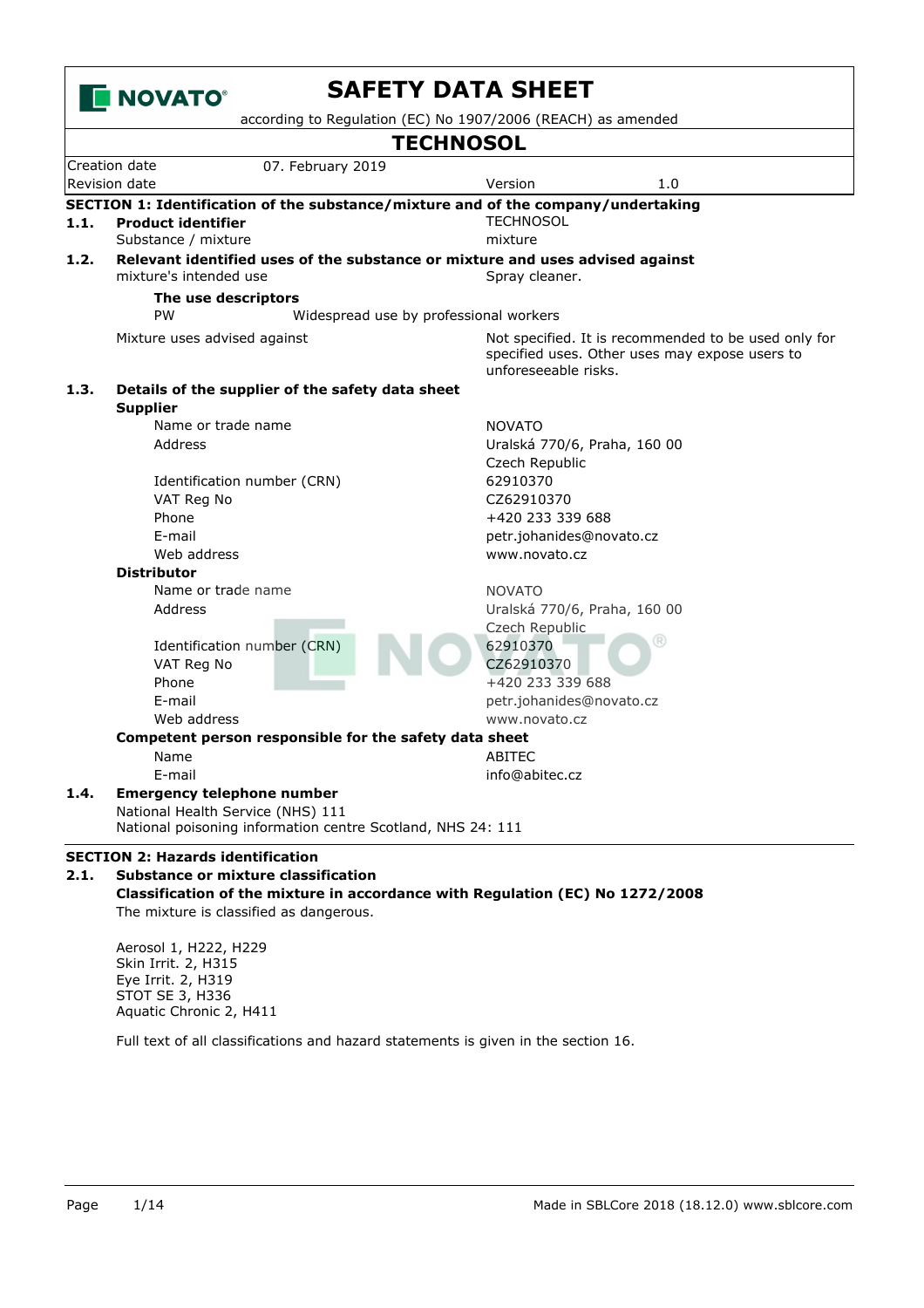# SAFETY DATA SHEET

according to Regulation (EC) No 1907/2006 (REACH) as amended

## TECHNOSOL

| | | | |
|---|---|---|---|
| Creation date | 07. February 2019 | | |
| Revision date | | Version | 1.0 |

### SECTION 1: Identification of the substance/mixture and of the company/undertaking

**1.1. Product identifier** — TECHNOSOL

Substance / mixture — mixture

**1.2. Relevant identified uses of the substance or mixture and uses advised against**

mixture's intended use — Spray cleaner.

**The use descriptors**

PW — Widespread use by professional workers

Mixture uses advised against — Not specified. It is recommended to be used only for specified uses. Other uses may expose users to unforeseeable risks.

**1.3. Details of the supplier of the safety data sheet**

**Supplier**

| | |
|---|---|
| Name or trade name | NOVATO |
| Address | Uralská 770/6, Praha, 160 00<br>Czech Republic |
| Identification number (CRN) | 62910370 |
| VAT Reg No | CZ62910370 |
| Phone | +420 233 339 688 |
| E-mail | petr.johanides@novato.cz |
| Web address | www.novato.cz |

**Distributor**

| | |
|---|---|
| Name or trade name | NOVATO |
| Address | Uralská 770/6, Praha, 160 00<br>Czech Republic |
| Identification number (CRN) | 62910370 |
| VAT Reg No | CZ62910370 |
| Phone | +420 233 339 688 |
| E-mail | petr.johanides@novato.cz |
| Web address | www.novato.cz |

**Competent person responsible for the safety data sheet**

| | |
|---|---|
| Name | ABITEC |
| E-mail | info@abitec.cz |

**1.4. Emergency telephone number**

National Health Service (NHS) 111
National poisoning information centre Scotland, NHS 24: 111

### SECTION 2: Hazards identification

**2.1. Substance or mixture classification**

**Classification of the mixture in accordance with Regulation (EC) No 1272/2008**

The mixture is classified as dangerous.

Aerosol 1, H222, H229
Skin Irrit. 2, H315
Eye Irrit. 2, H319
STOT SE 3, H336
Aquatic Chronic 2, H411

Full text of all classifications and hazard statements is given in the section 16.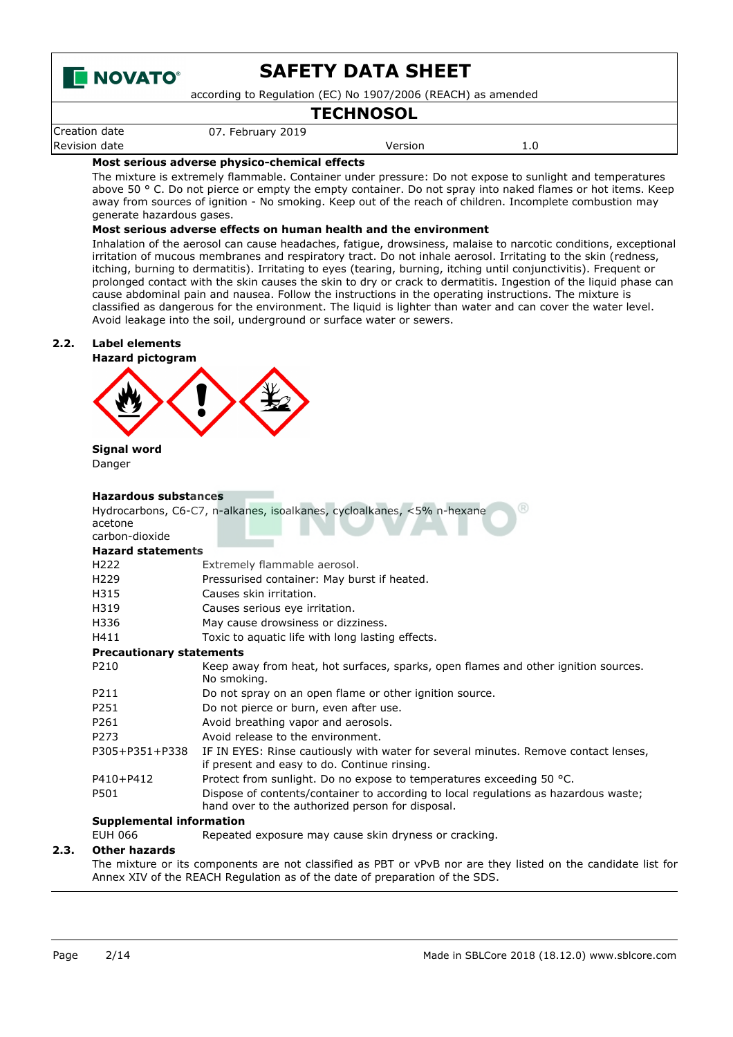**Most serious adverse physico-chemical effects**

The mixture is extremely flammable. Container under pressure: Do not expose to sunlight and temperatures above 50 ° C. Do not pierce or empty the empty container. Do not spray into naked flames or hot items. Keep away from sources of ignition - No smoking. Keep out of the reach of children. Incomplete combustion may generate hazardous gases.

**Most serious adverse effects on human health and the environment**

Inhalation of the aerosol can cause headaches, fatigue, drowsiness, malaise to narcotic conditions, exceptional irritation of mucous membranes and respiratory tract. Do not inhale aerosol. Irritating to the skin (redness, itching, burning to dermatitis). Irritating to eyes (tearing, burning, itching until conjunctivitis). Frequent or prolonged contact with the skin causes the skin to dry or crack to dermatitis. Ingestion of the liquid phase can cause abdominal pain and nausea. Follow the instructions in the operating instructions. The mixture is classified as dangerous for the environment. The liquid is lighter than water and can cover the water level. Avoid leakage into the soil, underground or surface water or sewers.

## 2.2. Label elements

**Hazard pictogram**

**Signal word**

Danger

**Hazardous substances**

Hydrocarbons, C6-C7, n-alkanes, isoalkanes, cycloalkanes, <5% n-hexane
acetone
carbon-dioxide

**Hazard statements**

| | |
|---|---|
| H222 | Extremely flammable aerosol. |
| H229 | Pressurised container: May burst if heated. |
| H315 | Causes skin irritation. |
| H319 | Causes serious eye irritation. |
| H336 | May cause drowsiness or dizziness. |
| H411 | Toxic to aquatic life with long lasting effects. |

**Precautionary statements**

| | |
|---|---|
| P210 | Keep away from heat, hot surfaces, sparks, open flames and other ignition sources. No smoking. |
| P211 | Do not spray on an open flame or other ignition source. |
| P251 | Do not pierce or burn, even after use. |
| P261 | Avoid breathing vapor and aerosols. |
| P273 | Avoid release to the environment. |
| P305+P351+P338 | IF IN EYES: Rinse cautiously with water for several minutes. Remove contact lenses, if present and easy to do. Continue rinsing. |
| P410+P412 | Protect from sunlight. Do no expose to temperatures exceeding 50 °C. |
| P501 | Dispose of contents/container to according to local regulations as hazardous waste; hand over to the authorized person for disposal. |

**Supplemental information**

| | |
|---|---|
| EUH 066 | Repeated exposure may cause skin dryness or cracking. |

## 2.3. Other hazards

The mixture or its components are not classified as PBT or vPvB nor are they listed on the candidate list for Annex XIV of the REACH Regulation as of the date of preparation of the SDS.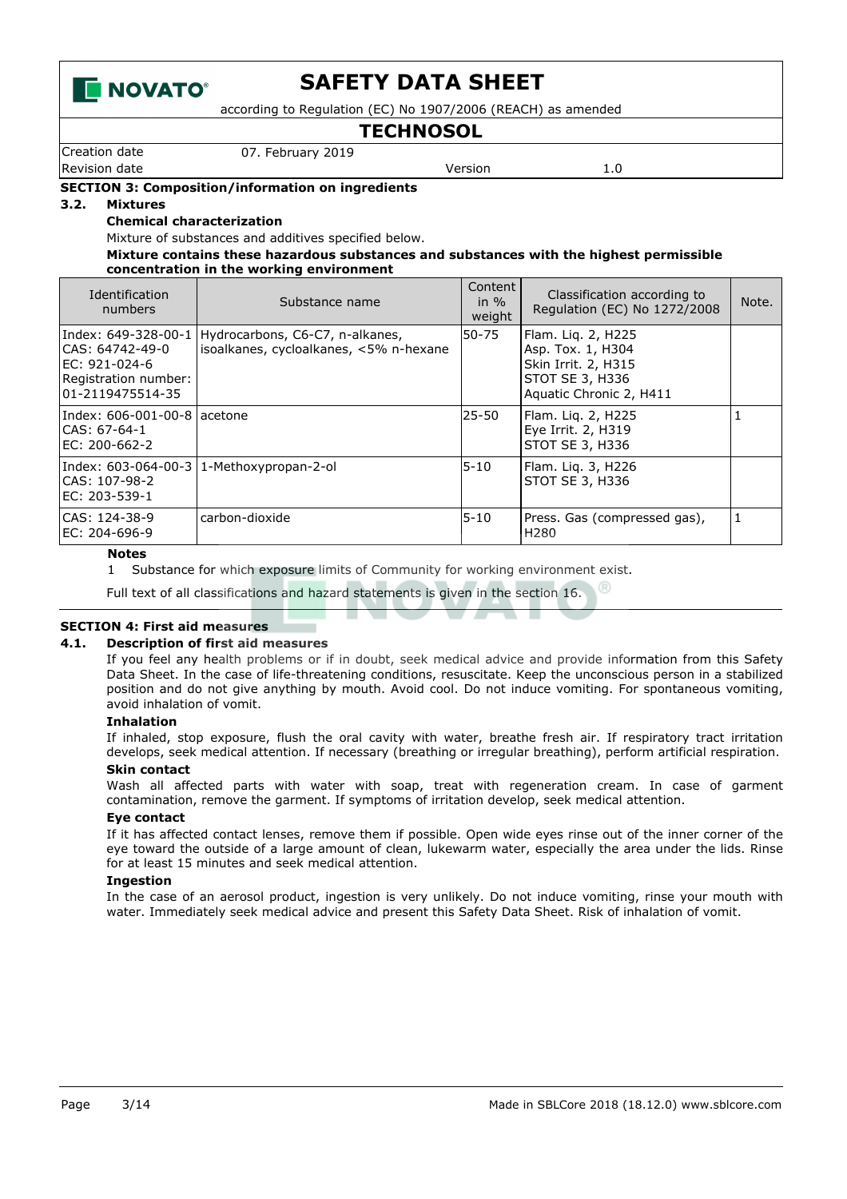## SECTION 3: Composition/information on ingredients

### 3.2. Mixtures

**Chemical characterization**

Mixture of substances and additives specified below.

**Mixture contains these hazardous substances and substances with the highest permissible concentration in the working environment**

| Identification numbers | Substance name | Content in % weight | Classification according to Regulation (EC) No 1272/2008 | Note. |
|---|---|---|---|---|
| Index: 649-328-00-1<br>CAS: 64742-49-0<br>EC: 921-024-6<br>Registration number: 01-2119475514-35 | Hydrocarbons, C6-C7, n-alkanes, isoalkanes, cycloalkanes, <5% n-hexane | 50-75 | Flam. Liq. 2, H225<br>Asp. Tox. 1, H304<br>Skin Irrit. 2, H315<br>STOT SE 3, H336<br>Aquatic Chronic 2, H411 | |
| Index: 606-001-00-8<br>CAS: 67-64-1<br>EC: 200-662-2 | acetone | 25-50 | Flam. Liq. 2, H225<br>Eye Irrit. 2, H319<br>STOT SE 3, H336 | 1 |
| Index: 603-064-00-3<br>CAS: 107-98-2<br>EC: 203-539-1 | 1-Methoxypropan-2-ol | 5-10 | Flam. Liq. 3, H226<br>STOT SE 3, H336 | |
| CAS: 124-38-9<br>EC: 204-696-9 | carbon-dioxide | 5-10 | Press. Gas (compressed gas), H280 | 1 |

**Notes**

1 Substance for which exposure limits of Community for working environment exist.

Full text of all classifications and hazard statements is given in the section 16.

## SECTION 4: First aid measures

### 4.1. Description of first aid measures

If you feel any health problems or if in doubt, seek medical advice and provide information from this Safety Data Sheet. In the case of life-threatening conditions, resuscitate. Keep the unconscious person in a stabilized position and do not give anything by mouth. Avoid cool. Do not induce vomiting. For spontaneous vomiting, avoid inhalation of vomit.

**Inhalation**

If inhaled, stop exposure, flush the oral cavity with water, breathe fresh air. If respiratory tract irritation develops, seek medical attention. If necessary (breathing or irregular breathing), perform artificial respiration.

**Skin contact**

Wash all affected parts with water with soap, treat with regeneration cream. In case of garment contamination, remove the garment. If symptoms of irritation develop, seek medical attention.

**Eye contact**

If it has affected contact lenses, remove them if possible. Open wide eyes rinse out of the inner corner of the eye toward the outside of a large amount of clean, lukewarm water, especially the area under the lids. Rinse for at least 15 minutes and seek medical attention.

**Ingestion**

In the case of an aerosol product, ingestion is very unlikely. Do not induce vomiting, rinse your mouth with water. Immediately seek medical advice and present this Safety Data Sheet. Risk of inhalation of vomit.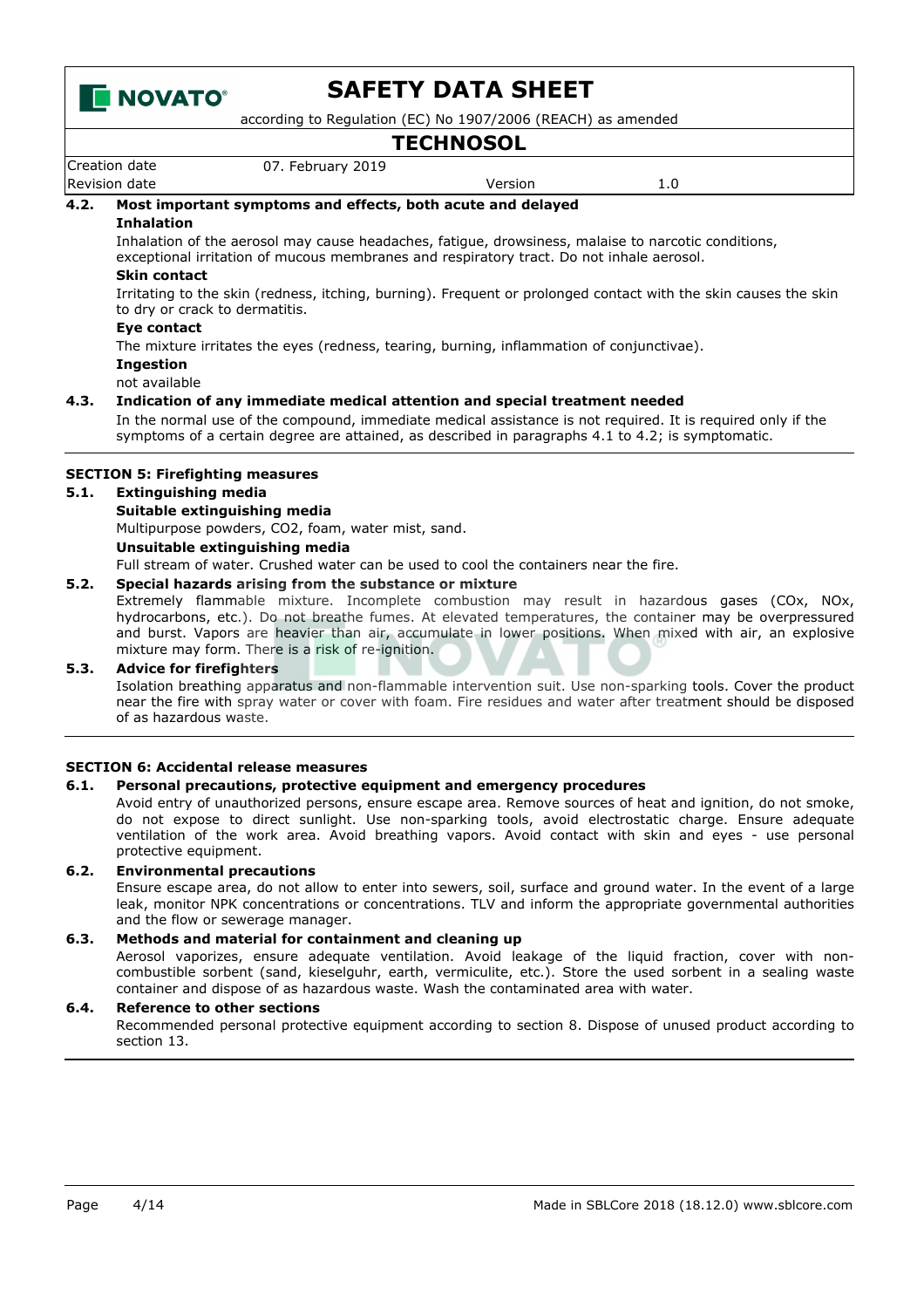### 4.2. Most important symptoms and effects, both acute and delayed

**Inhalation**

Inhalation of the aerosol may cause headaches, fatigue, drowsiness, malaise to narcotic conditions, exceptional irritation of mucous membranes and respiratory tract. Do not inhale aerosol.

**Skin contact**

Irritating to the skin (redness, itching, burning). Frequent or prolonged contact with the skin causes the skin to dry or crack to dermatitis.

**Eye contact**

The mixture irritates the eyes (redness, tearing, burning, inflammation of conjunctivae).

**Ingestion**

not available

### 4.3. Indication of any immediate medical attention and special treatment needed

In the normal use of the compound, immediate medical assistance is not required. It is required only if the symptoms of a certain degree are attained, as described in paragraphs 4.1 to 4.2; is symptomatic.

## SECTION 5: Firefighting measures

### 5.1. Extinguishing media

**Suitable extinguishing media**

Multipurpose powders, $CO_2$, foam, water mist, sand.

**Unsuitable extinguishing media**

Full stream of water. Crushed water can be used to cool the containers near the fire.

### 5.2. Special hazards arising from the substance or mixture

Extremely flammable mixture. Incomplete combustion may result in hazardous gases ($CO_x$, $NO_x$, hydrocarbons, etc.). Do not breathe the fumes. At elevated temperatures, the container may be overpressured and burst. Vapors are heavier than air, accumulate in lower positions. When mixed with air, an explosive mixture may form. There is a risk of re-ignition.

### 5.3. Advice for firefighters

Isolation breathing apparatus and non-flammable intervention suit. Use non-sparking tools. Cover the product near the fire with spray water or cover with foam. Fire residues and water after treatment should be disposed of as hazardous waste.

## SECTION 6: Accidental release measures

### 6.1. Personal precautions, protective equipment and emergency procedures

Avoid entry of unauthorized persons, ensure escape area. Remove sources of heat and ignition, do not smoke, do not expose to direct sunlight. Use non-sparking tools, avoid electrostatic charge. Ensure adequate ventilation of the work area. Avoid breathing vapors. Avoid contact with skin and eyes - use personal protective equipment.

### 6.2. Environmental precautions

Ensure escape area, do not allow to enter into sewers, soil, surface and ground water. In the event of a large leak, monitor NPK concentrations or concentrations. TLV and inform the appropriate governmental authorities and the flow or sewerage manager.

### 6.3. Methods and material for containment and cleaning up

Aerosol vaporizes, ensure adequate ventilation. Avoid leakage of the liquid fraction, cover with non-combustible sorbent (sand, kieselguhr, earth, vermiculite, etc.). Store the used sorbent in a sealing waste container and dispose of as hazardous waste. Wash the contaminated area with water.

### 6.4. Reference to other sections

Recommended personal protective equipment according to section 8. Dispose of unused product according to section 13.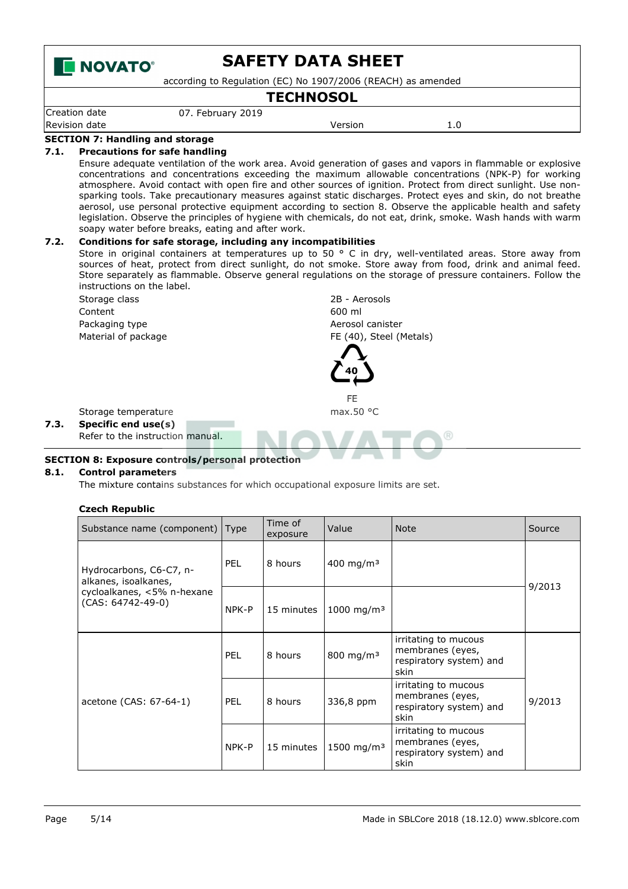## SECTION 7: Handling and storage

### 7.1. Precautions for safe handling

Ensure adequate ventilation of the work area. Avoid generation of gases and vapors in flammable or explosive concentrations and concentrations exceeding the maximum allowable concentrations (NPK-P) for working atmosphere. Avoid contact with open fire and other sources of ignition. Protect from direct sunlight. Use non-sparking tools. Take precautionary measures against static discharges. Protect eyes and skin, do not breathe aerosol, use personal protective equipment according to section 8. Observe the applicable health and safety legislation. Observe the principles of hygiene with chemicals, do not eat, drink, smoke. Wash hands with warm soapy water before breaks, eating and after work.

### 7.2. Conditions for safe storage, including any incompatibilities

Store in original containers at temperatures up to 50 ° C in dry, well-ventilated areas. Store away from sources of heat, protect from direct sunlight, do not smoke. Store away from food, drink and animal feed. Store separately as flammable. Observe general regulations on the storage of pressure containers. Follow the instructions on the label.

| | |
|---|---|
| Storage class | 2B - Aerosols |
| Content | 600 ml |
| Packaging type | Aerosol canister |
| Material of package | FE (40), Steel (Metals) |

40

FE

| | |
|---|---|
| Storage temperature | max.50 °C |

### 7.3. Specific end use(s)

Refer to the instruction manual.

## SECTION 8: Exposure controls/personal protection

### 8.1. Control parameters

The mixture contains substances for which occupational exposure limits are set.

**Czech Republic**

| Substance name (component) | Type | Time of exposure | Value | Note | Source |
|---|---|---|---|---|---|
| Hydrocarbons, C6-C7, n-alkanes, isoalkanes, cycloalkanes, <5% n-hexane (CAS: 64742-49-0) | PEL | 8 hours | 400 mg/m³ | | 9/2013 |
| | NPK-P | 15 minutes | 1000 mg/m³ | | |
| acetone (CAS: 67-64-1) | PEL | 8 hours | 800 mg/m³ | irritating to mucous membranes (eyes, respiratory system) and skin | 9/2013 |
| | PEL | 8 hours | 336,8 ppm | irritating to mucous membranes (eyes, respiratory system) and skin | |
| | NPK-P | 15 minutes | 1500 mg/m³ | irritating to mucous membranes (eyes, respiratory system) and skin | |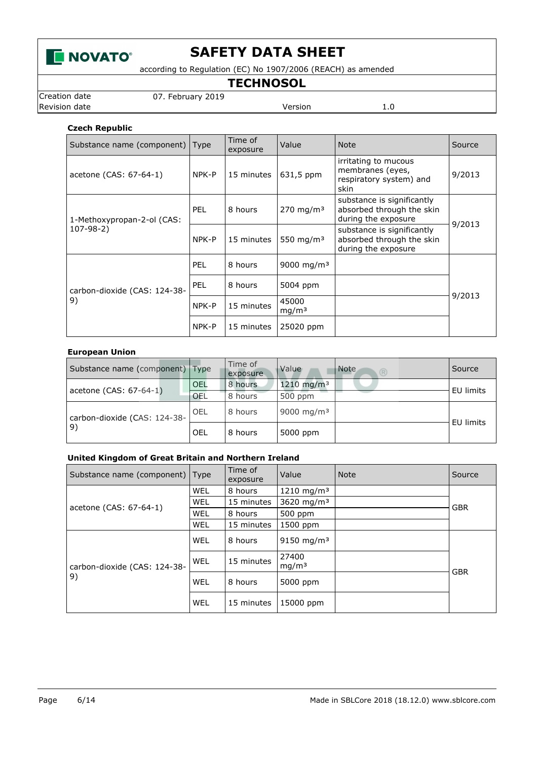**Czech Republic**

| Substance name (component) | Type | Time of exposure | Value | Note | Source |
|---|---|---|---|---|---|
| acetone (CAS: 67-64-1) | NPK-P | 15 minutes | 631,5 ppm | irritating to mucous membranes (eyes, respiratory system) and skin | 9/2013 |
| 1-Methoxypropan-2-ol (CAS: 107-98-2) | PEL | 8 hours | 270 mg/m³ | substance is significantly absorbed through the skin during the exposure | 9/2013 |
| | NPK-P | 15 minutes | 550 mg/m³ | substance is significantly absorbed through the skin during the exposure | |
| carbon-dioxide (CAS: 124-38-9) | PEL | 8 hours | 9000 mg/m³ | | 9/2013 |
| | PEL | 8 hours | 5004 ppm | | |
| | NPK-P | 15 minutes | 45000 mg/m³ | | |
| | NPK-P | 15 minutes | 25020 ppm | | |

**European Union**

| Substance name (component) | Type | Time of exposure | Value | Note | Source |
|---|---|---|---|---|---|
| acetone (CAS: 67-64-1) | OEL | 8 hours | 1210 mg/m³ | | EU limits |
| | OEL | 8 hours | 500 ppm | | |
| carbon-dioxide (CAS: 124-38-9) | OEL | 8 hours | 9000 mg/m³ | | EU limits |
| | OEL | 8 hours | 5000 ppm | | |

**United Kingdom of Great Britain and Northern Ireland**

| Substance name (component) | Type | Time of exposure | Value | Note | Source |
|---|---|---|---|---|---|
| acetone (CAS: 67-64-1) | WEL | 8 hours | 1210 mg/m³ | | GBR |
| | WEL | 15 minutes | 3620 mg/m³ | | |
| | WEL | 8 hours | 500 ppm | | |
| | WEL | 15 minutes | 1500 ppm | | |
| carbon-dioxide (CAS: 124-38-9) | WEL | 8 hours | 9150 mg/m³ | | GBR |
| | WEL | 15 minutes | 27400 mg/m³ | | |
| | WEL | 8 hours | 5000 ppm | | |
| | WEL | 15 minutes | 15000 ppm | | |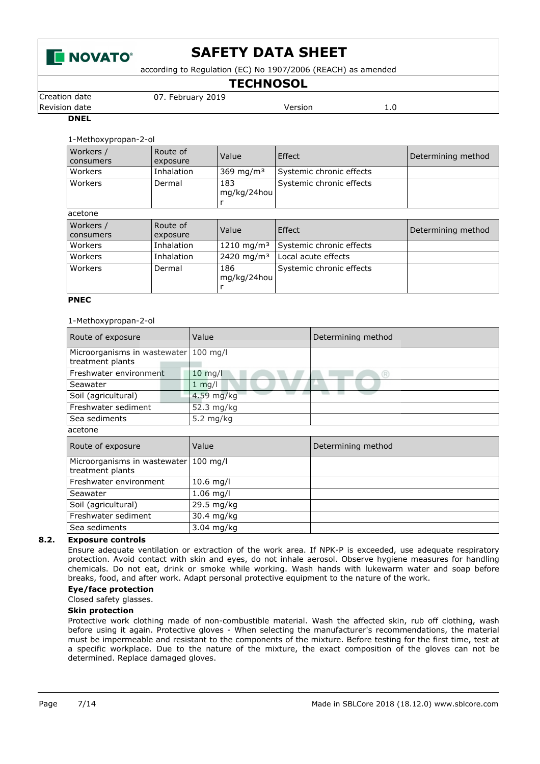**DNEL**

1-Methoxypropan-2-ol

| Workers / consumers | Route of exposure | Value | Effect | Determining method |
|---|---|---|---|---|
| Workers | Inhalation | 369 mg/m³ | Systemic chronic effects | |
| Workers | Dermal | 183 mg/kg/24hour | Systemic chronic effects | |

acetone

| Workers / consumers | Route of exposure | Value | Effect | Determining method |
|---|---|---|---|---|
| Workers | Inhalation | 1210 mg/m³ | Systemic chronic effects | |
| Workers | Inhalation | 2420 mg/m³ | Local acute effects | |
| Workers | Dermal | 186 mg/kg/24hour | Systemic chronic effects | |

**PNEC**

1-Methoxypropan-2-ol

| Route of exposure | Value | Determining method |
|---|---|---|
| Microorganisms in wastewater treatment plants | 100 mg/l | |
| Freshwater environment | 10 mg/l | |
| Seawater | 1 mg/l | |
| Soil (agricultural) | 4.59 mg/kg | |
| Freshwater sediment | 52.3 mg/kg | |
| Sea sediments | 5.2 mg/kg | |

acetone

| Route of exposure | Value | Determining method |
|---|---|---|
| Microorganisms in wastewater treatment plants | 100 mg/l | |
| Freshwater environment | 10.6 mg/l | |
| Seawater | 1.06 mg/l | |
| Soil (agricultural) | 29.5 mg/kg | |
| Freshwater sediment | 30.4 mg/kg | |
| Sea sediments | 3.04 mg/kg | |

## 8.2. Exposure controls

Ensure adequate ventilation or extraction of the work area. If NPK-P is exceeded, use adequate respiratory protection. Avoid contact with skin and eyes, do not inhale aerosol. Observe hygiene measures for handling chemicals. Do not eat, drink or smoke while working. Wash hands with lukewarm water and soap before breaks, food, and after work. Adapt personal protective equipment to the nature of the work.

**Eye/face protection**

Closed safety glasses.

**Skin protection**

Protective work clothing made of non-combustible material. Wash the affected skin, rub off clothing, wash before using it again. Protective gloves - When selecting the manufacturer's recommendations, the material must be impermeable and resistant to the components of the mixture. Before testing for the first time, test at a specific workplace. Due to the nature of the mixture, the exact composition of the gloves can not be determined. Replace damaged gloves.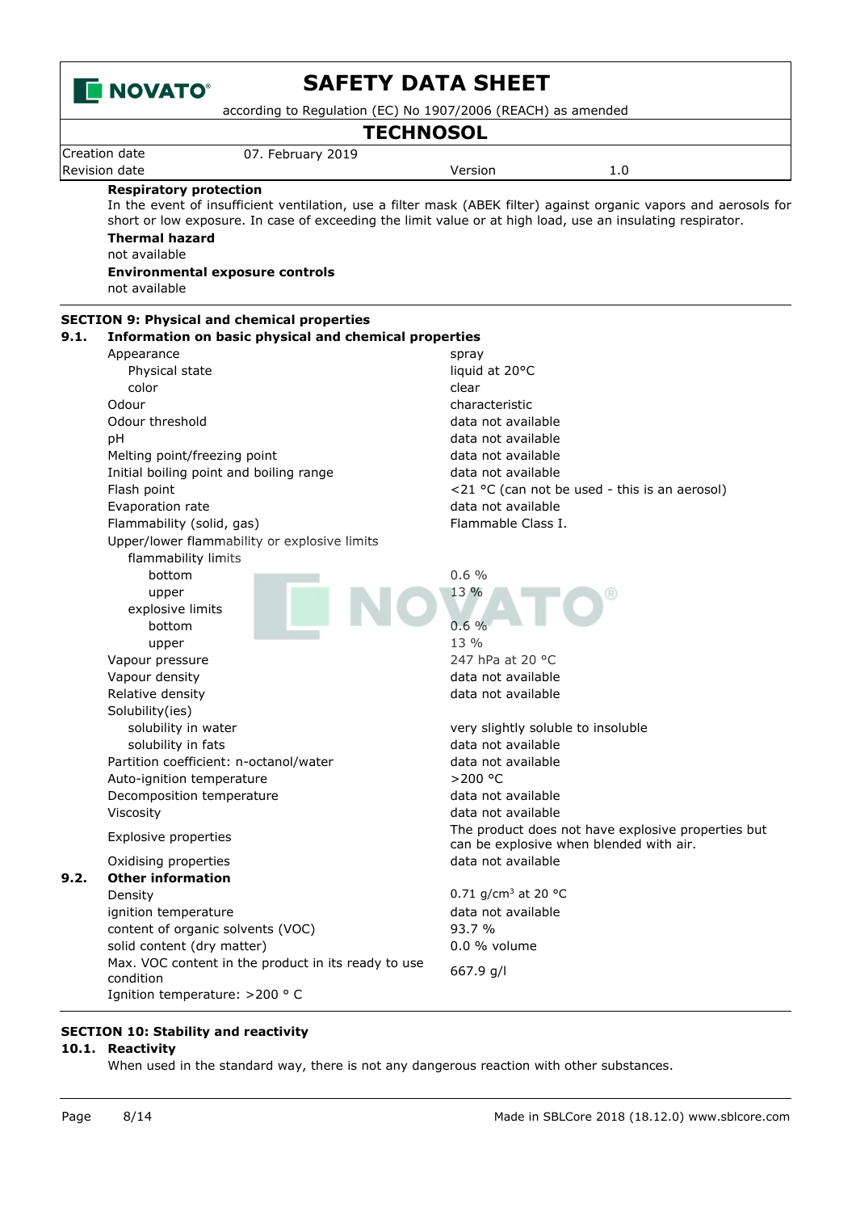**Respiratory protection**

In the event of insufficient ventilation, use a filter mask (ABEK filter) against organic vapors and aerosols for short or low exposure. In case of exceeding the limit value or at high load, use an insulating respirator.

**Thermal hazard**

not available

**Environmental exposure controls**

not available

## SECTION 9: Physical and chemical properties

### 9.1. Information on basic physical and chemical properties

| Property | Value |
|---|---|
| Appearance | spray |
| Physical state | liquid at 20°C |
| color | clear |
| Odour | characteristic |
| Odour threshold | data not available |
| pH | data not available |
| Melting point/freezing point | data not available |
| Initial boiling point and boiling range | data not available |
| Flash point | <21 °C (can not be used - this is an aerosol) |
| Evaporation rate | data not available |
| Flammability (solid, gas) | Flammable Class I. |
| Upper/lower flammability or explosive limits | |
| flammability limits | |
| bottom | 0.6 % |
| upper | 13 % |
| explosive limits | |
| bottom | 0.6 % |
| upper | 13 % |
| Vapour pressure | 247 hPa at 20 °C |
| Vapour density | data not available |
| Relative density | data not available |
| Solubility(ies) | |
| solubility in water | very slightly soluble to insoluble |
| solubility in fats | data not available |
| Partition coefficient: n-octanol/water | data not available |
| Auto-ignition temperature | >200 °C |
| Decomposition temperature | data not available |
| Viscosity | data not available |
| Explosive properties | The product does not have explosive properties but can be explosive when blended with air. |
| Oxidising properties | data not available |

### 9.2. Other information

| Property | Value |
|---|---|
| Density | 0.71 g/cm³ at 20 °C |
| ignition temperature | data not available |
| content of organic solvents (VOC) | 93.7 % |
| solid content (dry matter) | 0.0 % volume |
| Max. VOC content in the product in its ready to use condition | 667.9 g/l |

Ignition temperature: >200 ° C

## SECTION 10: Stability and reactivity

### 10.1. Reactivity

When used in the standard way, there is not any dangerous reaction with other substances.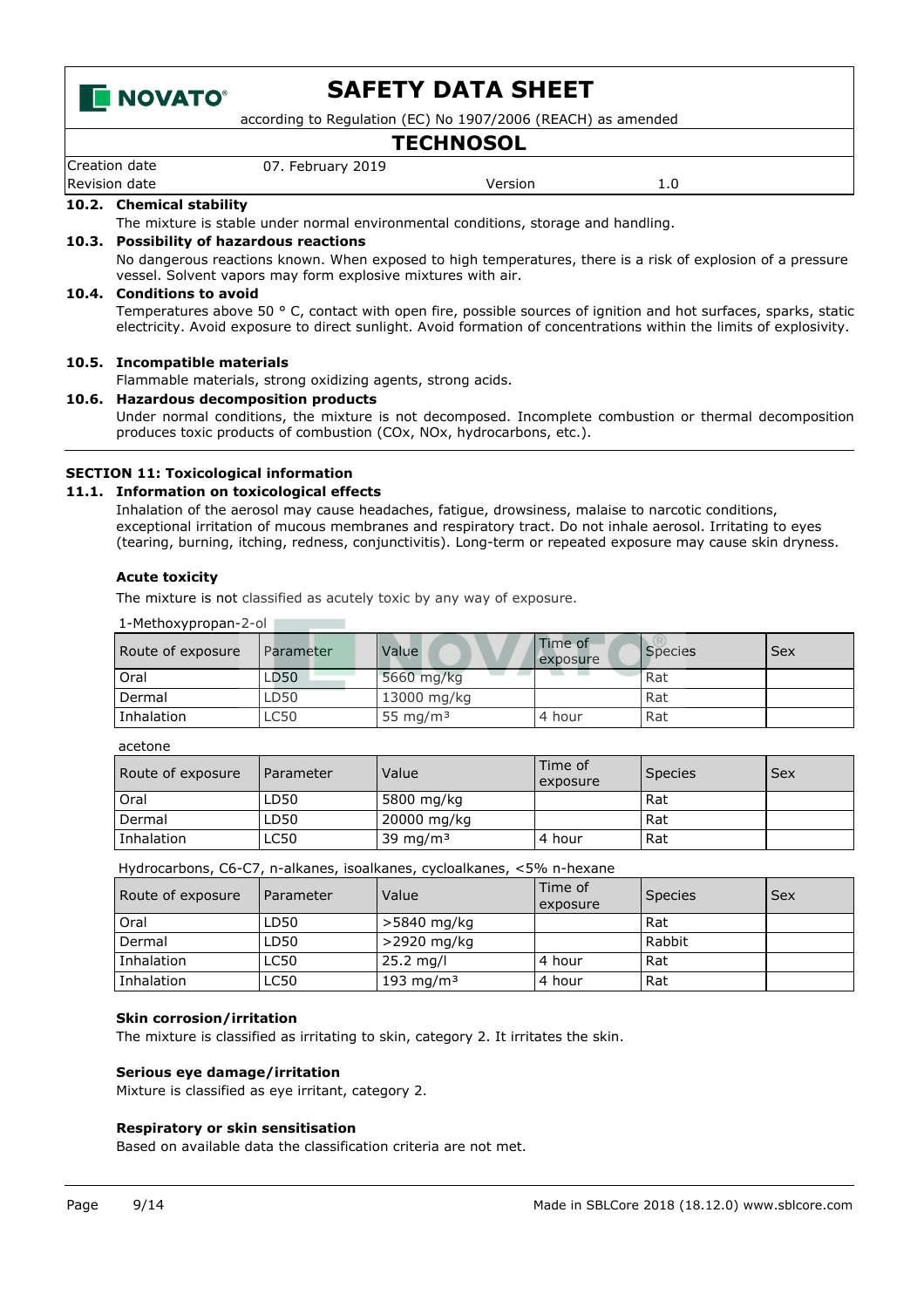**10.2. Chemical stability**

The mixture is stable under normal environmental conditions, storage and handling.

**10.3. Possibility of hazardous reactions**

No dangerous reactions known. When exposed to high temperatures, there is a risk of explosion of a pressure vessel. Solvent vapors may form explosive mixtures with air.

**10.4. Conditions to avoid**

Temperatures above 50 ° C, contact with open fire, possible sources of ignition and hot surfaces, sparks, static electricity. Avoid exposure to direct sunlight. Avoid formation of concentrations within the limits of explosivity.

**10.5. Incompatible materials**

Flammable materials, strong oxidizing agents, strong acids.

**10.6. Hazardous decomposition products**

Under normal conditions, the mixture is not decomposed. Incomplete combustion or thermal decomposition produces toxic products of combustion (COx, NOx, hydrocarbons, etc.).

## SECTION 11: Toxicological information

**11.1. Information on toxicological effects**

Inhalation of the aerosol may cause headaches, fatigue, drowsiness, malaise to narcotic conditions, exceptional irritation of mucous membranes and respiratory tract. Do not inhale aerosol. Irritating to eyes (tearing, burning, itching, redness, conjunctivitis). Long-term or repeated exposure may cause skin dryness.

**Acute toxicity**

The mixture is not classified as acutely toxic by any way of exposure.

1-Methoxypropan-2-ol

| Route of exposure | Parameter | Value | Time of exposure | Species | Sex |
|---|---|---|---|---|---|
| Oral | LD50 | 5660 mg/kg | | Rat | |
| Dermal | LD50 | 13000 mg/kg | | Rat | |
| Inhalation | LC50 | 55 mg/m³ | 4 hour | Rat | |

acetone

| Route of exposure | Parameter | Value | Time of exposure | Species | Sex |
|---|---|---|---|---|---|
| Oral | LD50 | 5800 mg/kg | | Rat | |
| Dermal | LD50 | 20000 mg/kg | | Rat | |
| Inhalation | LC50 | 39 mg/m³ | 4 hour | Rat | |

Hydrocarbons, C6-C7, n-alkanes, isoalkanes, cycloalkanes, <5% n-hexane

| Route of exposure | Parameter | Value | Time of exposure | Species | Sex |
|---|---|---|---|---|---|
| Oral | LD50 | >5840 mg/kg | | Rat | |
| Dermal | LD50 | >2920 mg/kg | | Rabbit | |
| Inhalation | LC50 | 25.2 mg/l | 4 hour | Rat | |
| Inhalation | LC50 | 193 mg/m³ | 4 hour | Rat | |

**Skin corrosion/irritation**

The mixture is classified as irritating to skin, category 2. It irritates the skin.

**Serious eye damage/irritation**

Mixture is classified as eye irritant, category 2.

**Respiratory or skin sensitisation**

Based on available data the classification criteria are not met.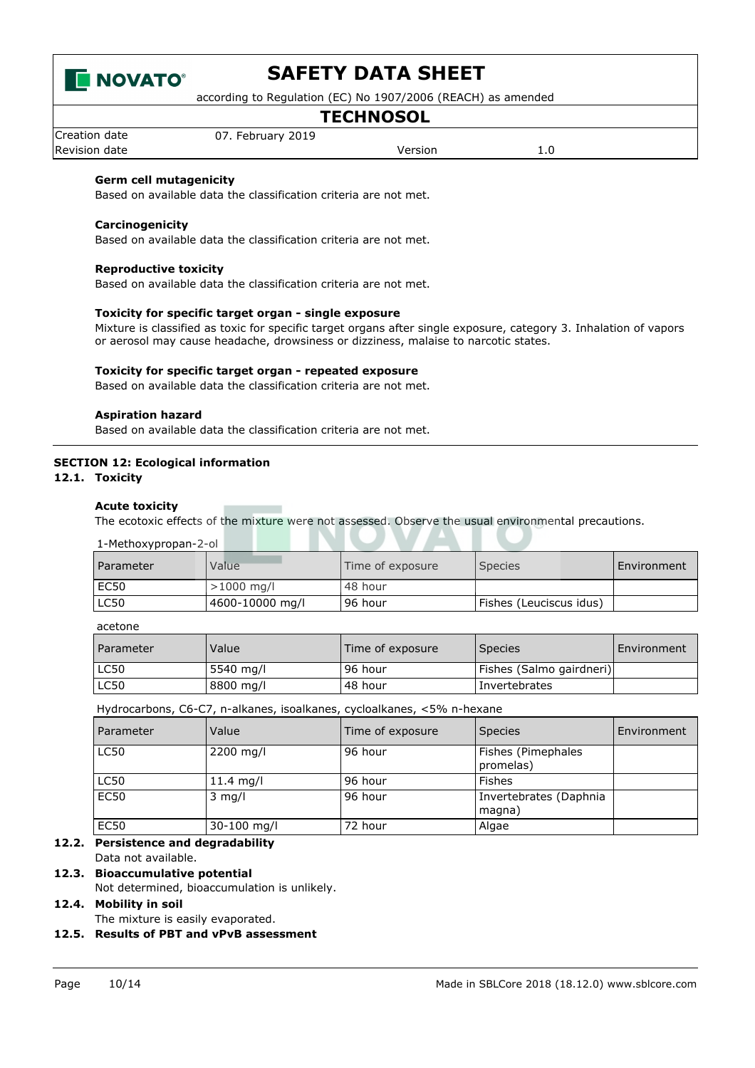**Germ cell mutagenicity**

Based on available data the classification criteria are not met.

**Carcinogenicity**

Based on available data the classification criteria are not met.

**Reproductive toxicity**

Based on available data the classification criteria are not met.

**Toxicity for specific target organ - single exposure**

Mixture is classified as toxic for specific target organs after single exposure, category 3. Inhalation of vapors or aerosol may cause headache, drowsiness or dizziness, malaise to narcotic states.

**Toxicity for specific target organ - repeated exposure**

Based on available data the classification criteria are not met.

**Aspiration hazard**

Based on available data the classification criteria are not met.

## SECTION 12: Ecological information

### 12.1. Toxicity

**Acute toxicity**

The ecotoxic effects of the mixture were not assessed. Observe the usual environmental precautions.

1-Methoxypropan-2-ol

| Parameter | Value | Time of exposure | Species | Environment |
|---|---|---|---|---|
| EC50 | >1000 mg/l | 48 hour | | |
| LC50 | 4600-10000 mg/l | 96 hour | Fishes (Leuciscus idus) | |

acetone

| Parameter | Value | Time of exposure | Species | Environment |
|---|---|---|---|---|
| LC50 | 5540 mg/l | 96 hour | Fishes (Salmo gairdneri) | |
| LC50 | 8800 mg/l | 48 hour | Invertebrates | |

Hydrocarbons, C6-C7, n-alkanes, isoalkanes, cycloalkanes, <5% n-hexane

| Parameter | Value | Time of exposure | Species | Environment |
|---|---|---|---|---|
| LC50 | 2200 mg/l | 96 hour | Fishes (Pimephales promelas) | |
| LC50 | 11.4 mg/l | 96 hour | Fishes | |
| EC50 | 3 mg/l | 96 hour | Invertebrates (Daphnia magna) | |
| EC50 | 30-100 mg/l | 72 hour | Algae | |

### 12.2. Persistence and degradability

Data not available.

### 12.3. Bioaccumulative potential

Not determined, bioaccumulation is unlikely.

### 12.4. Mobility in soil

The mixture is easily evaporated.

### 12.5. Results of PBT and vPvB assessment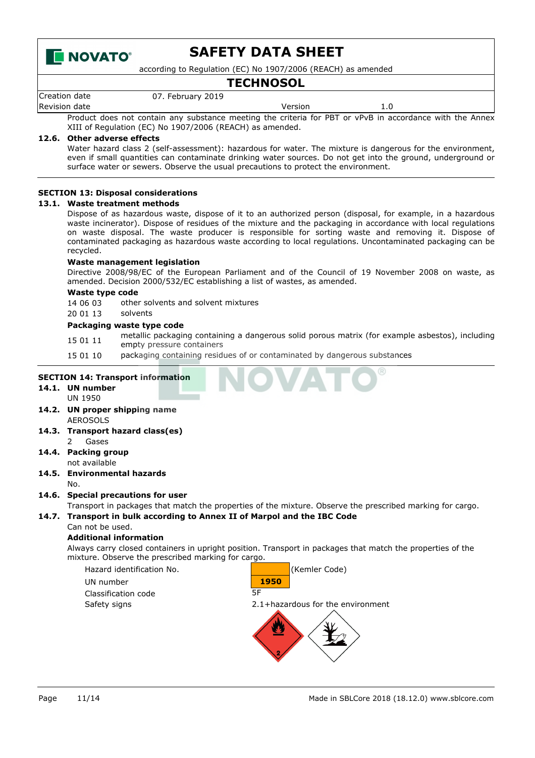Product does not contain any substance meeting the criteria for PBT or vPvB in accordance with the Annex XIII of Regulation (EC) No 1907/2006 (REACH) as amended.

**12.6. Other adverse effects**

Water hazard class 2 (self-assessment): hazardous for water. The mixture is dangerous for the environment, even if small quantities can contaminate drinking water sources. Do not get into the ground, underground or surface water or sewers. Observe the usual precautions to protect the environment.

## SECTION 13: Disposal considerations

**13.1. Waste treatment methods**

Dispose of as hazardous waste, dispose of it to an authorized person (disposal, for example, in a hazardous waste incinerator). Dispose of residues of the mixture and the packaging in accordance with local regulations on waste disposal. The waste producer is responsible for sorting waste and removing it. Dispose of contaminated packaging as hazardous waste according to local regulations. Uncontaminated packaging can be recycled.

**Waste management legislation**

Directive 2008/98/EC of the European Parliament and of the Council of 19 November 2008 on waste, as amended. Decision 2000/532/EC establishing a list of wastes, as amended.

**Waste type code**

| | |
|---|---|
| 14 06 03 | other solvents and solvent mixtures |
| 20 01 13 | solvents |

**Packaging waste type code**

| | |
|---|---|
| 15 01 11 | metallic packaging containing a dangerous solid porous matrix (for example asbestos), including empty pressure containers |
| 15 01 10 | packaging containing residues of or contaminated by dangerous substances |

## SECTION 14: Transport information

**14.1. UN number**

UN 1950

**14.2. UN proper shipping name**

AEROSOLS

**14.3. Transport hazard class(es)**

2 Gases

**14.4. Packing group**

not available

**14.5. Environmental hazards**

No.

**14.6. Special precautions for user**

Transport in packages that match the properties of the mixture. Observe the prescribed marking for cargo.

**14.7. Transport in bulk according to Annex II of Marpol and the IBC Code**

Can not be used.

**Additional information**

Always carry closed containers in upright position. Transport in packages that match the properties of the mixture. Observe the prescribed marking for cargo.

| | |
|---|---|
| Hazard identification No. | (Kemler Code) |
| UN number | 1950 |
| Classification code | 5F |
| Safety signs | 2.1+hazardous for the environment |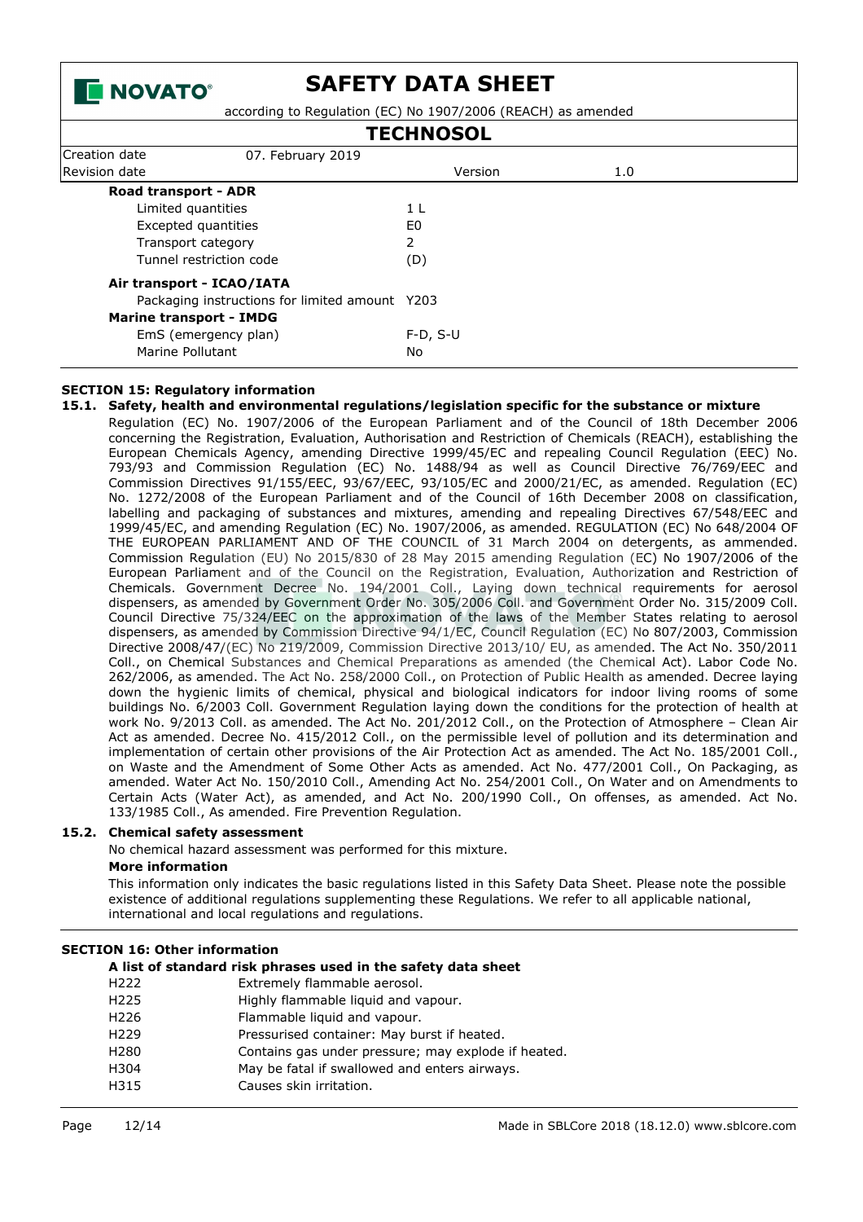**Road transport - ADR**

| | |
|---|---|
| Limited quantities | 1 L |
| Excepted quantities | E0 |
| Transport category | 2 |
| Tunnel restriction code | (D) |

**Air transport - ICAO/IATA**

| | |
|---|---|
| Packaging instructions for limited amount | Y203 |

**Marine transport - IMDG**

| | |
|---|---|
| EmS (emergency plan) | F-D, S-U |
| Marine Pollutant | No |

## SECTION 15: Regulatory information

### 15.1. Safety, health and environmental regulations/legislation specific for the substance or mixture

Regulation (EC) No. 1907/2006 of the European Parliament and of the Council of 18th December 2006 concerning the Registration, Evaluation, Authorisation and Restriction of Chemicals (REACH), establishing the European Chemicals Agency, amending Directive 1999/45/EC and repealing Council Regulation (EEC) No. 793/93 and Commission Regulation (EC) No. 1488/94 as well as Council Directive 76/769/EEC and Commission Directives 91/155/EEC, 93/67/EEC, 93/105/EC and 2000/21/EC, as amended. Regulation (EC) No. 1272/2008 of the European Parliament and of the Council of 16th December 2008 on classification, labelling and packaging of substances and mixtures, amending and repealing Directives 67/548/EEC and 1999/45/EC, and amending Regulation (EC) No. 1907/2006, as amended. REGULATION (EC) No 648/2004 OF THE EUROPEAN PARLIAMENT AND OF THE COUNCIL of 31 March 2004 on detergents, as ammended. Commission Regulation (EU) No 2015/830 of 28 May 2015 amending Regulation (EC) No 1907/2006 of the European Parliament and of the Council on the Registration, Evaluation, Authorization and Restriction of Chemicals. Government Decree No. 194/2001 Coll., Laying down technical requirements for aerosol dispensers, as amended by Government Order No. 305/2006 Coll. and Government Order No. 315/2009 Coll. Council Directive 75/324/EEC on the approximation of the laws of the Member States relating to aerosol dispensers, as amended by Commission Directive 94/1/EC, Council Regulation (EC) No 807/2003, Commission Directive 2008/47/(EC) No 219/2009, Commission Directive 2013/10/ EU, as amended. The Act No. 350/2011 Coll., on Chemical Substances and Chemical Preparations as amended (the Chemical Act). Labor Code No. 262/2006, as amended. The Act No. 258/2000 Coll., on Protection of Public Health as amended. Decree laying down the hygienic limits of chemical, physical and biological indicators for indoor living rooms of some buildings No. 6/2003 Coll. Government Regulation laying down the conditions for the protection of health at work No. 9/2013 Coll. as amended. The Act No. 201/2012 Coll., on the Protection of Atmosphere – Clean Air Act as amended. Decree No. 415/2012 Coll., on the permissible level of pollution and its determination and implementation of certain other provisions of the Air Protection Act as amended. The Act No. 185/2001 Coll., on Waste and the Amendment of Some Other Acts as amended. Act No. 477/2001 Coll., On Packaging, as amended. Water Act No. 150/2010 Coll., Amending Act No. 254/2001 Coll., On Water and on Amendments to Certain Acts (Water Act), as amended, and Act No. 200/1990 Coll., On offenses, as amended. Act No. 133/1985 Coll., As amended. Fire Prevention Regulation.

### 15.2. Chemical safety assessment

No chemical hazard assessment was performed for this mixture.

**More information**

This information only indicates the basic regulations listed in this Safety Data Sheet. Please note the possible existence of additional regulations supplementing these Regulations. We refer to all applicable national, international and local regulations and regulations.

## SECTION 16: Other information

**A list of standard risk phrases used in the safety data sheet**

| | |
|---|---|
| H222 | Extremely flammable aerosol. |
| H225 | Highly flammable liquid and vapour. |
| H226 | Flammable liquid and vapour. |
| H229 | Pressurised container: May burst if heated. |
| H280 | Contains gas under pressure; may explode if heated. |
| H304 | May be fatal if swallowed and enters airways. |
| H315 | Causes skin irritation. |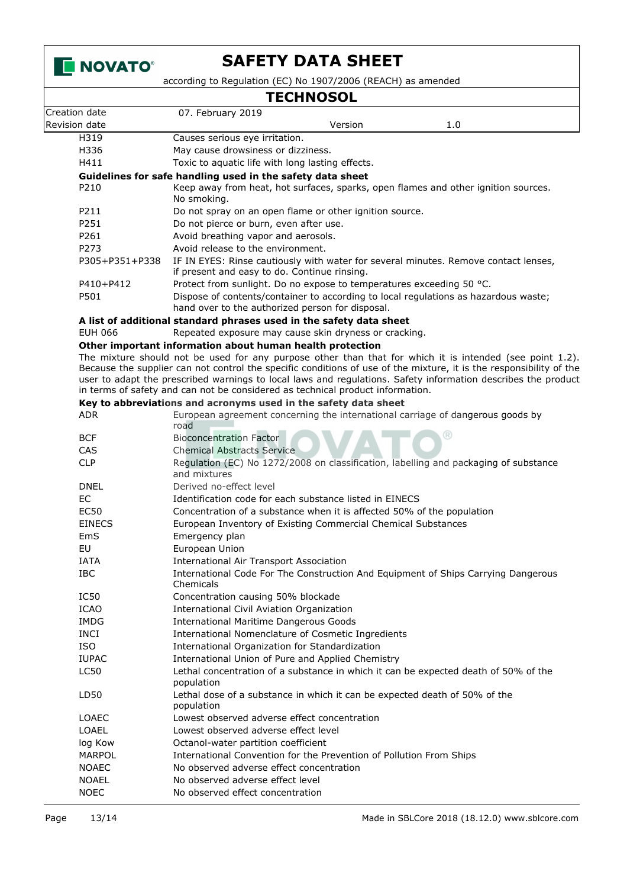| | |
|---|---|
| H319 | Causes serious eye irritation. |
| H336 | May cause drowsiness or dizziness. |
| H411 | Toxic to aquatic life with long lasting effects. |

**Guidelines for safe handling used in the safety data sheet**

| | |
|---|---|
| P210 | Keep away from heat, hot surfaces, sparks, open flames and other ignition sources. No smoking. |
| P211 | Do not spray on an open flame or other ignition source. |
| P251 | Do not pierce or burn, even after use. |
| P261 | Avoid breathing vapor and aerosols. |
| P273 | Avoid release to the environment. |
| P305+P351+P338 | IF IN EYES: Rinse cautiously with water for several minutes. Remove contact lenses, if present and easy to do. Continue rinsing. |
| P410+P412 | Protect from sunlight. Do no expose to temperatures exceeding 50 °C. |
| P501 | Dispose of contents/container to according to local regulations as hazardous waste; hand over to the authorized person for disposal. |

**A list of additional standard phrases used in the safety data sheet**

| | |
|---|---|
| EUH 066 | Repeated exposure may cause skin dryness or cracking. |

**Other important information about human health protection**

The mixture should not be used for any purpose other than that for which it is intended (see point 1.2). Because the supplier can not control the specific conditions of use of the mixture, it is the responsibility of the user to adapt the prescribed warnings to local laws and regulations. Safety information describes the product in terms of safety and can not be considered as technical product information.

**Key to abbreviations and acronyms used in the safety data sheet**

| | |
|---|---|
| ADR | European agreement concerning the international carriage of dangerous goods by road |
| BCF | Bioconcentration Factor |
| CAS | Chemical Abstracts Service |
| CLP | Regulation (EC) No 1272/2008 on classification, labelling and packaging of substance and mixtures |
| DNEL | Derived no-effect level |
| EC | Identification code for each substance listed in EINECS |
| EC50 | Concentration of a substance when it is affected 50% of the population |
| EINECS | European Inventory of Existing Commercial Chemical Substances |
| EmS | Emergency plan |
| EU | European Union |
| IATA | International Air Transport Association |
| IBC | International Code For The Construction And Equipment of Ships Carrying Dangerous Chemicals |
| IC50 | Concentration causing 50% blockade |
| ICAO | International Civil Aviation Organization |
| IMDG | International Maritime Dangerous Goods |
| INCI | International Nomenclature of Cosmetic Ingredients |
| ISO | International Organization for Standardization |
| IUPAC | International Union of Pure and Applied Chemistry |
| LC50 | Lethal concentration of a substance in which it can be expected death of 50% of the population |
| LD50 | Lethal dose of a substance in which it can be expected death of 50% of the population |
| LOAEC | Lowest observed adverse effect concentration |
| LOAEL | Lowest observed adverse effect level |
| log Kow | Octanol-water partition coefficient |
| MARPOL | International Convention for the Prevention of Pollution From Ships |
| NOAEC | No observed adverse effect concentration |
| NOAEL | No observed adverse effect level |
| NOEC | No observed effect concentration |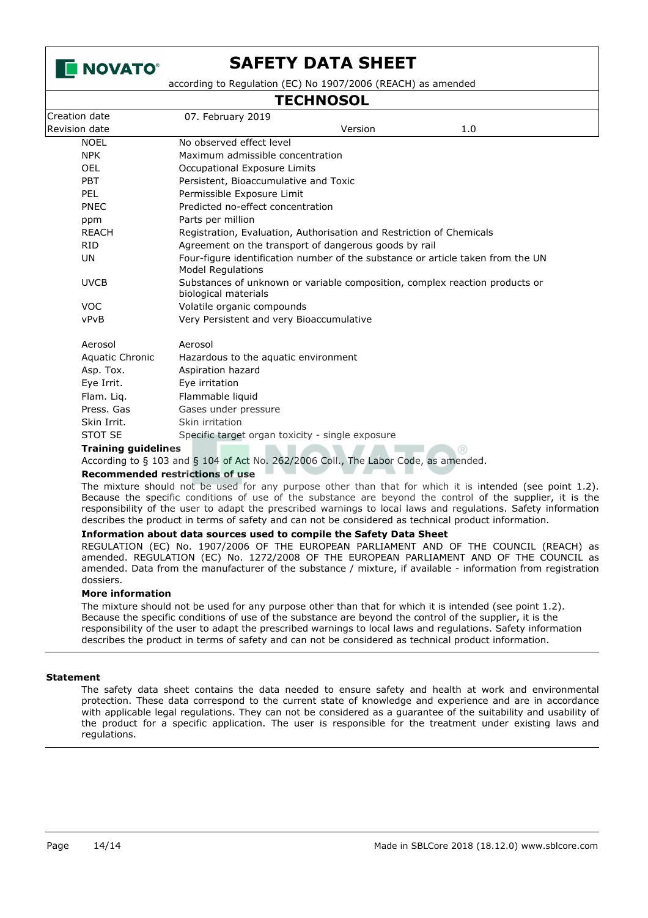| | |
|---|---|
| NOEL | No observed effect level |
| NPK | Maximum admissible concentration |
| OEL | Occupational Exposure Limits |
| PBT | Persistent, Bioaccumulative and Toxic |
| PEL | Permissible Exposure Limit |
| PNEC | Predicted no-effect concentration |
| ppm | Parts per million |
| REACH | Registration, Evaluation, Authorisation and Restriction of Chemicals |
| RID | Agreement on the transport of dangerous goods by rail |
| UN | Four-figure identification number of the substance or article taken from the UN Model Regulations |
| UVCB | Substances of unknown or variable composition, complex reaction products or biological materials |
| VOC | Volatile organic compounds |
| vPvB | Very Persistent and very Bioaccumulative |

| | |
|---|---|
| Aerosol | Aerosol |
| Aquatic Chronic | Hazardous to the aquatic environment |
| Asp. Tox. | Aspiration hazard |
| Eye Irrit. | Eye irritation |
| Flam. Liq. | Flammable liquid |
| Press. Gas | Gases under pressure |
| Skin Irrit. | Skin irritation |
| STOT SE | Specific target organ toxicity - single exposure |

**Training guidelines**

According to § 103 and § 104 of Act No. 262/2006 Coll., The Labor Code, as amended.

**Recommended restrictions of use**

The mixture should not be used for any purpose other than that for which it is intended (see point 1.2). Because the specific conditions of use of the substance are beyond the control of the supplier, it is the responsibility of the user to adapt the prescribed warnings to local laws and regulations. Safety information describes the product in terms of safety and can not be considered as technical product information.

**Information about data sources used to compile the Safety Data Sheet**

REGULATION (EC) No. 1907/2006 OF THE EUROPEAN PARLIAMENT AND OF THE COUNCIL (REACH) as amended. REGULATION (EC) No. 1272/2008 OF THE EUROPEAN PARLIAMENT AND OF THE COUNCIL as amended. Data from the manufacturer of the substance / mixture, if available - information from registration dossiers.

**More information**

The mixture should not be used for any purpose other than that for which it is intended (see point 1.2). Because the specific conditions of use of the substance are beyond the control of the supplier, it is the responsibility of the user to adapt the prescribed warnings to local laws and regulations. Safety information describes the product in terms of safety and can not be considered as technical product information.

**Statement**

The safety data sheet contains the data needed to ensure safety and health at work and environmental protection. These data correspond to the current state of knowledge and experience and are in accordance with applicable legal regulations. They can not be considered as a guarantee of the suitability and usability of the product for a specific application. The user is responsible for the treatment under existing laws and regulations.